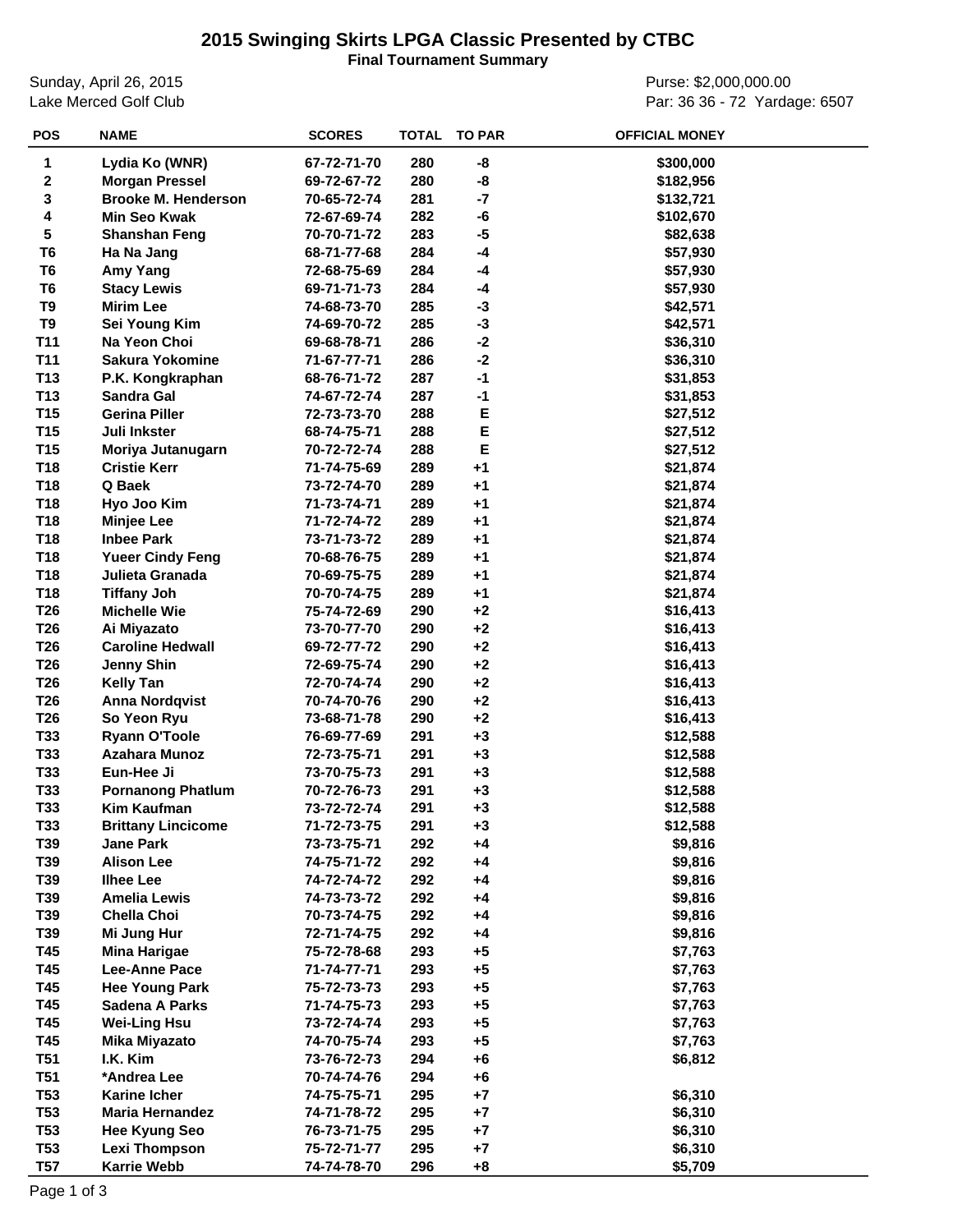# 2015 Swinging Skirts LPGA Classic Presented by CTBC

**Final Tournament Summary**

Sunday, April 26, 2015
Lake Merced Golf Club

Purse: $2,000,000.00
Par: 36 36 - 72 Yardage: 6507

| POS | NAME | SCORES | TOTAL | TO PAR | OFFICIAL MONEY |
|---|---|---|---|---|---|
| 1 | Lydia Ko (WNR) | 67-72-71-70 | 280 | -8 | $300,000 |
| 2 | Morgan Pressel | 69-72-67-72 | 280 | -8 | $182,956 |
| 3 | Brooke M. Henderson | 70-65-72-74 | 281 | -7 | $132,721 |
| 4 | Min Seo Kwak | 72-67-69-74 | 282 | -6 | $102,670 |
| 5 | Shanshan Feng | 70-70-71-72 | 283 | -5 | $82,638 |
| T6 | Ha Na Jang | 68-71-77-68 | 284 | -4 | $57,930 |
| T6 | Amy Yang | 72-68-75-69 | 284 | -4 | $57,930 |
| T6 | Stacy Lewis | 69-71-71-73 | 284 | -4 | $57,930 |
| T9 | Mirim Lee | 74-68-73-70 | 285 | -3 | $42,571 |
| T9 | Sei Young Kim | 74-69-70-72 | 285 | -3 | $42,571 |
| T11 | Na Yeon Choi | 69-68-78-71 | 286 | -2 | $36,310 |
| T11 | Sakura Yokomine | 71-67-77-71 | 286 | -2 | $36,310 |
| T13 | P.K. Kongkraphan | 68-76-71-72 | 287 | -1 | $31,853 |
| T13 | Sandra Gal | 74-67-72-74 | 287 | -1 | $31,853 |
| T15 | Gerina Piller | 72-73-73-70 | 288 | E | $27,512 |
| T15 | Juli Inkster | 68-74-75-71 | 288 | E | $27,512 |
| T15 | Moriya Jutanugarn | 70-72-72-74 | 288 | E | $27,512 |
| T18 | Cristie Kerr | 71-74-75-69 | 289 | +1 | $21,874 |
| T18 | Q Baek | 73-72-74-70 | 289 | +1 | $21,874 |
| T18 | Hyo Joo Kim | 71-73-74-71 | 289 | +1 | $21,874 |
| T18 | Minjee Lee | 71-72-74-72 | 289 | +1 | $21,874 |
| T18 | Inbee Park | 73-71-73-72 | 289 | +1 | $21,874 |
| T18 | Yueer Cindy Feng | 70-68-76-75 | 289 | +1 | $21,874 |
| T18 | Julieta Granada | 70-69-75-75 | 289 | +1 | $21,874 |
| T18 | Tiffany Joh | 70-70-74-75 | 289 | +1 | $21,874 |
| T26 | Michelle Wie | 75-74-72-69 | 290 | +2 | $16,413 |
| T26 | Ai Miyazato | 73-70-77-70 | 290 | +2 | $16,413 |
| T26 | Caroline Hedwall | 69-72-77-72 | 290 | +2 | $16,413 |
| T26 | Jenny Shin | 72-69-75-74 | 290 | +2 | $16,413 |
| T26 | Kelly Tan | 72-70-74-74 | 290 | +2 | $16,413 |
| T26 | Anna Nordqvist | 70-74-70-76 | 290 | +2 | $16,413 |
| T26 | So Yeon Ryu | 73-68-71-78 | 290 | +2 | $16,413 |
| T33 | Ryann O'Toole | 76-69-77-69 | 291 | +3 | $12,588 |
| T33 | Azahara Munoz | 72-73-75-71 | 291 | +3 | $12,588 |
| T33 | Eun-Hee Ji | 73-70-75-73 | 291 | +3 | $12,588 |
| T33 | Pornanong Phatlum | 70-72-76-73 | 291 | +3 | $12,588 |
| T33 | Kim Kaufman | 73-72-72-74 | 291 | +3 | $12,588 |
| T33 | Brittany Lincicome | 71-72-73-75 | 291 | +3 | $12,588 |
| T39 | Jane Park | 73-73-75-71 | 292 | +4 | $9,816 |
| T39 | Alison Lee | 74-75-71-72 | 292 | +4 | $9,816 |
| T39 | Ilhee Lee | 74-72-74-72 | 292 | +4 | $9,816 |
| T39 | Amelia Lewis | 74-73-73-72 | 292 | +4 | $9,816 |
| T39 | Chella Choi | 70-73-74-75 | 292 | +4 | $9,816 |
| T39 | Mi Jung Hur | 72-71-74-75 | 292 | +4 | $9,816 |
| T45 | Mina Harigae | 75-72-78-68 | 293 | +5 | $7,763 |
| T45 | Lee-Anne Pace | 71-74-77-71 | 293 | +5 | $7,763 |
| T45 | Hee Young Park | 75-72-73-73 | 293 | +5 | $7,763 |
| T45 | Sadena A Parks | 71-74-75-73 | 293 | +5 | $7,763 |
| T45 | Wei-Ling Hsu | 73-72-74-74 | 293 | +5 | $7,763 |
| T45 | Mika Miyazato | 74-70-75-74 | 293 | +5 | $7,763 |
| T51 | I.K. Kim | 73-76-72-73 | 294 | +6 | $6,812 |
| T51 | *Andrea Lee | 70-74-74-76 | 294 | +6 | |
| T53 | Karine Icher | 74-75-75-71 | 295 | +7 | $6,310 |
| T53 | Maria Hernandez | 74-71-78-72 | 295 | +7 | $6,310 |
| T53 | Hee Kyung Seo | 76-73-71-75 | 295 | +7 | $6,310 |
| T53 | Lexi Thompson | 75-72-71-77 | 295 | +7 | $6,310 |
| T57 | Karrie Webb | 74-74-78-70 | 296 | +8 | $5,709 |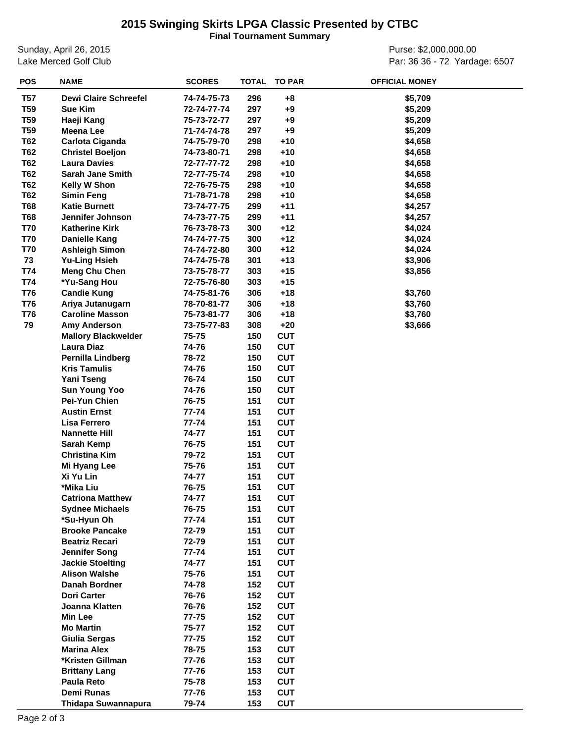# 2015 Swinging Skirts LPGA Classic Presented by CTBC

**Final Tournament Summary**

Sunday, April 26, 2015
Lake Merced Golf Club

Purse: $2,000,000.00
Par: 36 36 - 72 Yardage: 6507

| POS | NAME | SCORES | TOTAL | TO PAR | OFFICIAL MONEY |
|---|---|---|---|---|---|
| T57 | Dewi Claire Schreefel | 74-74-75-73 | 296 | +8 | $5,709 |
| T59 | Sue Kim | 72-74-77-74 | 297 | +9 | $5,209 |
| T59 | Haeji Kang | 75-73-72-77 | 297 | +9 | $5,209 |
| T59 | Meena Lee | 71-74-74-78 | 297 | +9 | $5,209 |
| T62 | Carlota Ciganda | 74-75-79-70 | 298 | +10 | $4,658 |
| T62 | Christel Boeljon | 74-73-80-71 | 298 | +10 | $4,658 |
| T62 | Laura Davies | 72-77-77-72 | 298 | +10 | $4,658 |
| T62 | Sarah Jane Smith | 72-77-75-74 | 298 | +10 | $4,658 |
| T62 | Kelly W Shon | 72-76-75-75 | 298 | +10 | $4,658 |
| T62 | Simin Feng | 71-78-71-78 | 298 | +10 | $4,658 |
| T68 | Katie Burnett | 73-74-77-75 | 299 | +11 | $4,257 |
| T68 | Jennifer Johnson | 74-73-77-75 | 299 | +11 | $4,257 |
| T70 | Katherine Kirk | 76-73-78-73 | 300 | +12 | $4,024 |
| T70 | Danielle Kang | 74-74-77-75 | 300 | +12 | $4,024 |
| T70 | Ashleigh Simon | 74-74-72-80 | 300 | +12 | $4,024 |
| 73 | Yu-Ling Hsieh | 74-74-75-78 | 301 | +13 | $3,906 |
| T74 | Meng Chu Chen | 73-75-78-77 | 303 | +15 | $3,856 |
| T74 | *Yu-Sang Hou | 72-75-76-80 | 303 | +15 | |
| T76 | Candie Kung | 74-75-81-76 | 306 | +18 | $3,760 |
| T76 | Ariya Jutanugarn | 78-70-81-77 | 306 | +18 | $3,760 |
| T76 | Caroline Masson | 75-73-81-77 | 306 | +18 | $3,760 |
| 79 | Amy Anderson | 73-75-77-83 | 308 | +20 | $3,666 |
| | Mallory Blackwelder | 75-75 | 150 | CUT | |
| | Laura Diaz | 74-76 | 150 | CUT | |
| | Pernilla Lindberg | 78-72 | 150 | CUT | |
| | Kris Tamulis | 74-76 | 150 | CUT | |
| | Yani Tseng | 76-74 | 150 | CUT | |
| | Sun Young Yoo | 74-76 | 150 | CUT | |
| | Pei-Yun Chien | 76-75 | 151 | CUT | |
| | Austin Ernst | 77-74 | 151 | CUT | |
| | Lisa Ferrero | 77-74 | 151 | CUT | |
| | Nannette Hill | 74-77 | 151 | CUT | |
| | Sarah Kemp | 76-75 | 151 | CUT | |
| | Christina Kim | 79-72 | 151 | CUT | |
| | Mi Hyang Lee | 75-76 | 151 | CUT | |
| | Xi Yu Lin | 74-77 | 151 | CUT | |
| | *Mika Liu | 76-75 | 151 | CUT | |
| | Catriona Matthew | 74-77 | 151 | CUT | |
| | Sydnee Michaels | 76-75 | 151 | CUT | |
| | *Su-Hyun Oh | 77-74 | 151 | CUT | |
| | Brooke Pancake | 72-79 | 151 | CUT | |
| | Beatriz Recari | 72-79 | 151 | CUT | |
| | Jennifer Song | 77-74 | 151 | CUT | |
| | Jackie Stoelting | 74-77 | 151 | CUT | |
| | Alison Walshe | 75-76 | 151 | CUT | |
| | Danah Bordner | 74-78 | 152 | CUT | |
| | Dori Carter | 76-76 | 152 | CUT | |
| | Joanna Klatten | 76-76 | 152 | CUT | |
| | Min Lee | 77-75 | 152 | CUT | |
| | Mo Martin | 75-77 | 152 | CUT | |
| | Giulia Sergas | 77-75 | 152 | CUT | |
| | Marina Alex | 78-75 | 153 | CUT | |
| | *Kristen Gillman | 77-76 | 153 | CUT | |
| | Brittany Lang | 77-76 | 153 | CUT | |
| | Paula Reto | 75-78 | 153 | CUT | |
| | Demi Runas | 77-76 | 153 | CUT | |
| | Thidapa Suwannapura | 79-74 | 153 | CUT | |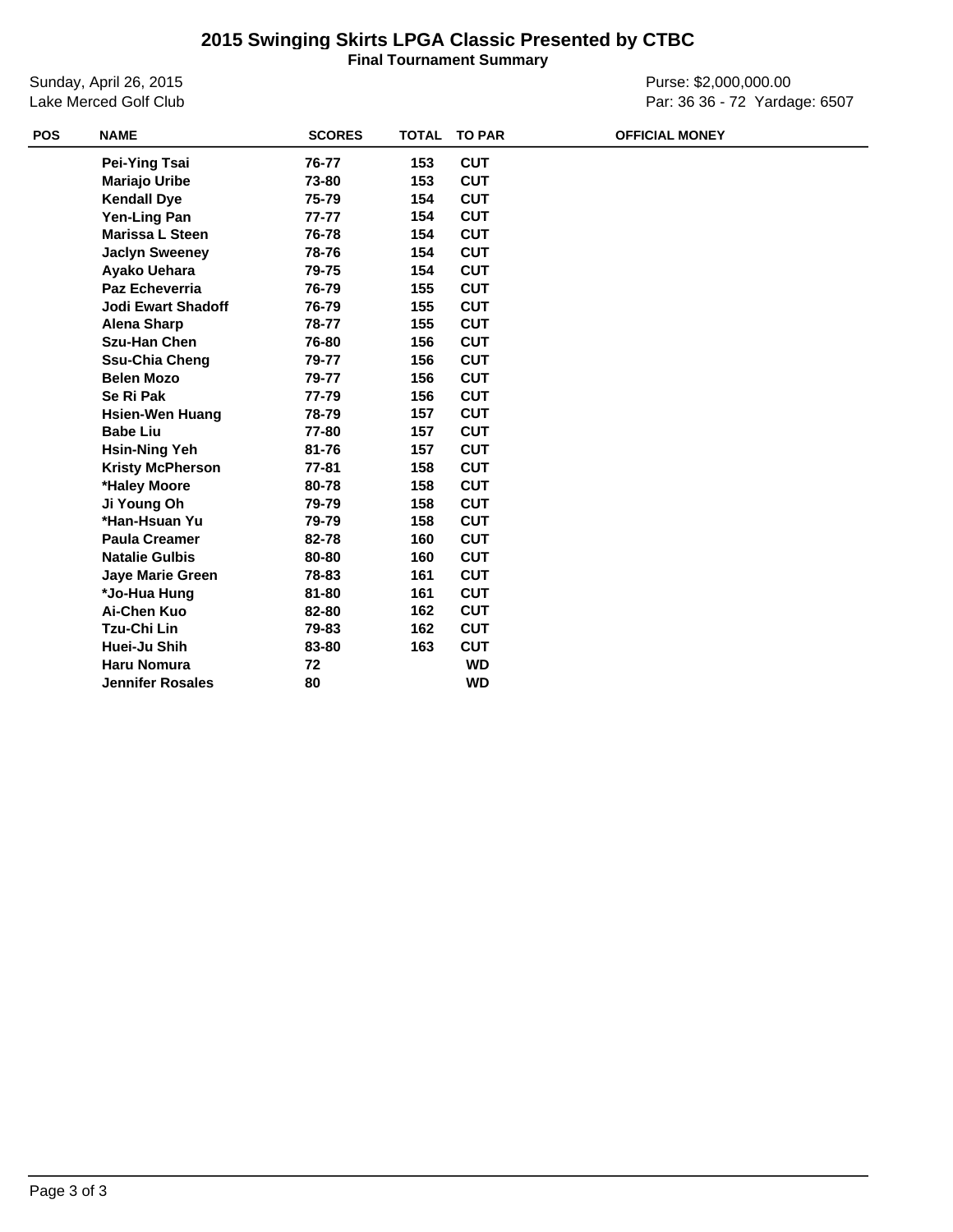# 2015 Swinging Skirts LPGA Classic Presented by CTBC

**Final Tournament Summary**

Sunday, April 26, 2015
Lake Merced Golf Club

Purse: $2,000,000.00
Par: 36 36 - 72 Yardage: 6507

| POS | NAME | SCORES | TOTAL | TO PAR | OFFICIAL MONEY |
|---|---|---|---|---|---|
| | **Pei-Ying Tsai** | **76-77** | **153** | **CUT** | |
| | **Mariajo Uribe** | **73-80** | **153** | **CUT** | |
| | **Kendall Dye** | **75-79** | **154** | **CUT** | |
| | **Yen-Ling Pan** | **77-77** | **154** | **CUT** | |
| | **Marissa L Steen** | **76-78** | **154** | **CUT** | |
| | **Jaclyn Sweeney** | **78-76** | **154** | **CUT** | |
| | **Ayako Uehara** | **79-75** | **154** | **CUT** | |
| | **Paz Echeverria** | **76-79** | **155** | **CUT** | |
| | **Jodi Ewart Shadoff** | **76-79** | **155** | **CUT** | |
| | **Alena Sharp** | **78-77** | **155** | **CUT** | |
| | **Szu-Han Chen** | **76-80** | **156** | **CUT** | |
| | **Ssu-Chia Cheng** | **79-77** | **156** | **CUT** | |
| | **Belen Mozo** | **79-77** | **156** | **CUT** | |
| | **Se Ri Pak** | **77-79** | **156** | **CUT** | |
| | **Hsien-Wen Huang** | **78-79** | **157** | **CUT** | |
| | **Babe Liu** | **77-80** | **157** | **CUT** | |
| | **Hsin-Ning Yeh** | **81-76** | **157** | **CUT** | |
| | **Kristy McPherson** | **77-81** | **158** | **CUT** | |
| | ***Haley Moore** | **80-78** | **158** | **CUT** | |
| | **Ji Young Oh** | **79-79** | **158** | **CUT** | |
| | ***Han-Hsuan Yu** | **79-79** | **158** | **CUT** | |
| | **Paula Creamer** | **82-78** | **160** | **CUT** | |
| | **Natalie Gulbis** | **80-80** | **160** | **CUT** | |
| | **Jaye Marie Green** | **78-83** | **161** | **CUT** | |
| | ***Jo-Hua Hung** | **81-80** | **161** | **CUT** | |
| | **Ai-Chen Kuo** | **82-80** | **162** | **CUT** | |
| | **Tzu-Chi Lin** | **79-83** | **162** | **CUT** | |
| | **Huei-Ju Shih** | **83-80** | **163** | **CUT** | |
| | **Haru Nomura** | **72** | | **WD** | |
| | **Jennifer Rosales** | **80** | | **WD** | |